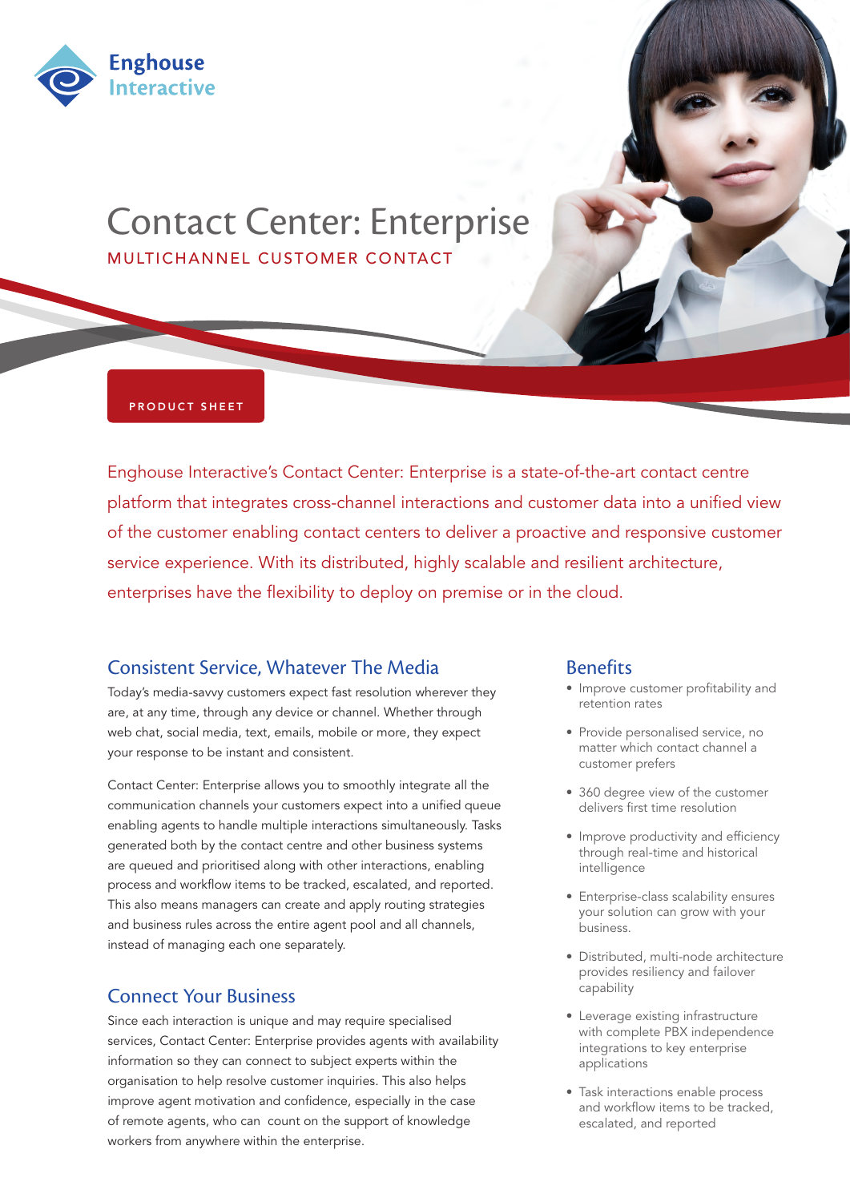Enghouse Interactive

# Contact Center: Enterprise

MULTICHANNEL CUSTOMER CONTACT

PRODUCT SHEET

Enghouse Interactive's Contact Center: Enterprise is a state-of-the-art contact centre platform that integrates cross-channel interactions and customer data into a unified view of the customer enabling contact centers to deliver a proactive and responsive customer service experience. With its distributed, highly scalable and resilient architecture, enterprises have the flexibility to deploy on premise or in the cloud.

## Consistent Service, Whatever The Media

Today's media-savvy customers expect fast resolution wherever they are, at any time, through any device or channel. Whether through web chat, social media, text, emails, mobile or more, they expect your response to be instant and consistent.

Contact Center: Enterprise allows you to smoothly integrate all the communication channels your customers expect into a unified queue enabling agents to handle multiple interactions simultaneously. Tasks generated both by the contact centre and other business systems are queued and prioritised along with other interactions, enabling process and workflow items to be tracked, escalated, and reported. This also means managers can create and apply routing strategies and business rules across the entire agent pool and all channels, instead of managing each one separately.

## Connect Your Business

Since each interaction is unique and may require specialised services, Contact Center: Enterprise provides agents with availability information so they can connect to subject experts within the organisation to help resolve customer inquiries. This also helps improve agent motivation and confidence, especially in the case of remote agents, who can count on the support of knowledge workers from anywhere within the enterprise.

## Benefits

- Improve customer profitability and retention rates
- Provide personalised service, no matter which contact channel a customer prefers
- 360 degree view of the customer delivers first time resolution
- Improve productivity and efficiency through real-time and historical intelligence
- Enterprise-class scalability ensures your solution can grow with your business.
- Distributed, multi-node architecture provides resiliency and failover capability
- Leverage existing infrastructure with complete PBX independence integrations to key enterprise applications
- Task interactions enable process and workflow items to be tracked, escalated, and reported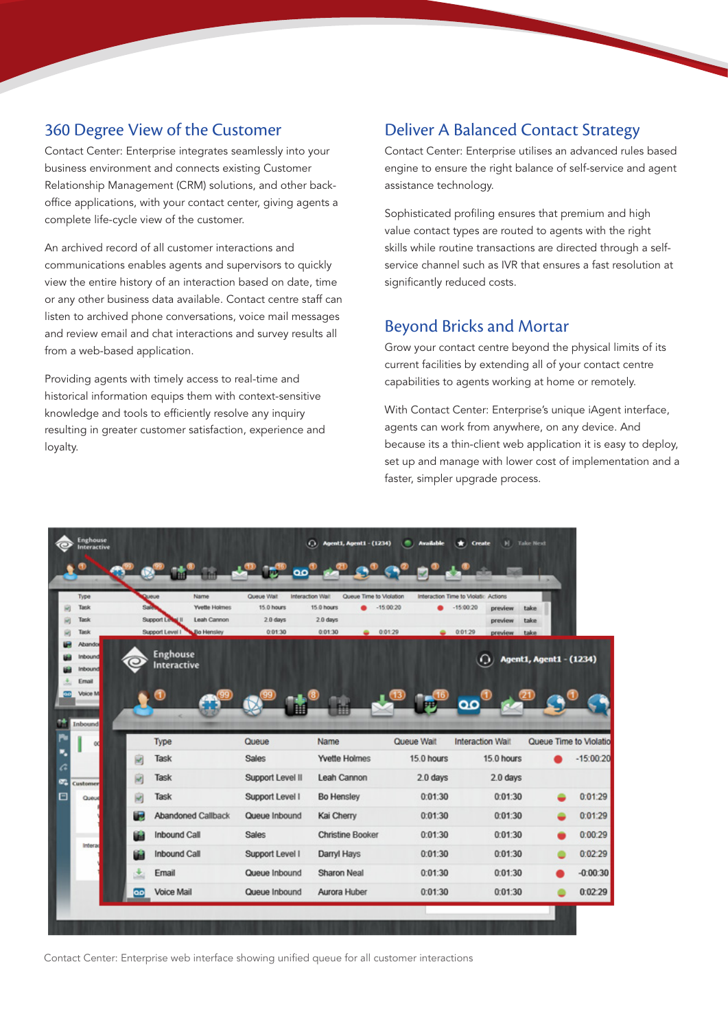## 360 Degree View of the Customer

Contact Center: Enterprise integrates seamlessly into your business environment and connects existing Customer Relationship Management (CRM) solutions, and other back-office applications, with your contact center, giving agents a complete life-cycle view of the customer.

An archived record of all customer interactions and communications enables agents and supervisors to quickly view the entire history of an interaction based on date, time or any other business data available. Contact centre staff can listen to archived phone conversations, voice mail messages and review email and chat interactions and survey results all from a web-based application.

Providing agents with timely access to real-time and historical information equips them with context-sensitive knowledge and tools to efficiently resolve any inquiry resulting in greater customer satisfaction, experience and loyalty.

## Deliver A Balanced Contact Strategy

Contact Center: Enterprise utilises an advanced rules based engine to ensure the right balance of self-service and agent assistance technology.

Sophisticated profiling ensures that premium and high value contact types are routed to agents with the right skills while routine transactions are directed through a self-service channel such as IVR that ensures a fast resolution at significantly reduced costs.

## Beyond Bricks and Mortar

Grow your contact centre beyond the physical limits of its current facilities by extending all of your contact centre capabilities to agents working at home or remotely.

With Contact Center: Enterprise's unique iAgent interface, agents can work from anywhere, on any device. And because its a thin-client web application it is easy to deploy, set up and manage with lower cost of implementation and a faster, simpler upgrade process.

Contact Center: Enterprise web interface showing unified queue for all customer interactions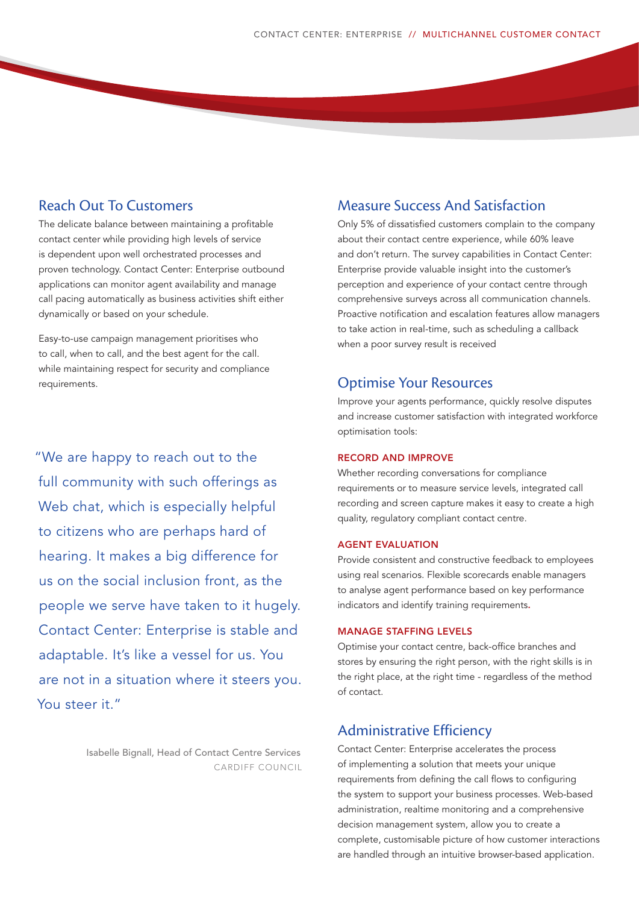## Reach Out To Customers

The delicate balance between maintaining a profitable contact center while providing high levels of service is dependent upon well orchestrated processes and proven technology. Contact Center: Enterprise outbound applications can monitor agent availability and manage call pacing automatically as business activities shift either dynamically or based on your schedule.

Easy-to-use campaign management prioritises who to call, when to call, and the best agent for the call. while maintaining respect for security and compliance requirements.

> "We are happy to reach out to the full community with such offerings as Web chat, which is especially helpful to citizens who are perhaps hard of hearing. It makes a big difference for us on the social inclusion front, as the people we serve have taken to it hugely. Contact Center: Enterprise is stable and adaptable. It's like a vessel for us. You are not in a situation where it steers you. You steer it."

Isabelle Bignall, Head of Contact Centre Services
CARDIFF COUNCIL

## Measure Success And Satisfaction

Only 5% of dissatisfied customers complain to the company about their contact centre experience, while 60% leave and don't return. The survey capabilities in Contact Center: Enterprise provide valuable insight into the customer's perception and experience of your contact centre through comprehensive surveys across all communication channels. Proactive notification and escalation features allow managers to take action in real-time, such as scheduling a callback when a poor survey result is received

## Optimise Your Resources

Improve your agents performance, quickly resolve disputes and increase customer satisfaction with integrated workforce optimisation tools:

### RECORD AND IMPROVE

Whether recording conversations for compliance requirements or to measure service levels, integrated call recording and screen capture makes it easy to create a high quality, regulatory compliant contact centre.

### AGENT EVALUATION

Provide consistent and constructive feedback to employees using real scenarios. Flexible scorecards enable managers to analyse agent performance based on key performance indicators and identify training requirements.

### MANAGE STAFFING LEVELS

Optimise your contact centre, back-office branches and stores by ensuring the right person, with the right skills is in the right place, at the right time - regardless of the method of contact.

## Administrative Efficiency

Contact Center: Enterprise accelerates the process of implementing a solution that meets your unique requirements from defining the call flows to configuring the system to support your business processes. Web-based administration, realtime monitoring and a comprehensive decision management system, allow you to create a complete, customisable picture of how customer interactions are handled through an intuitive browser-based application.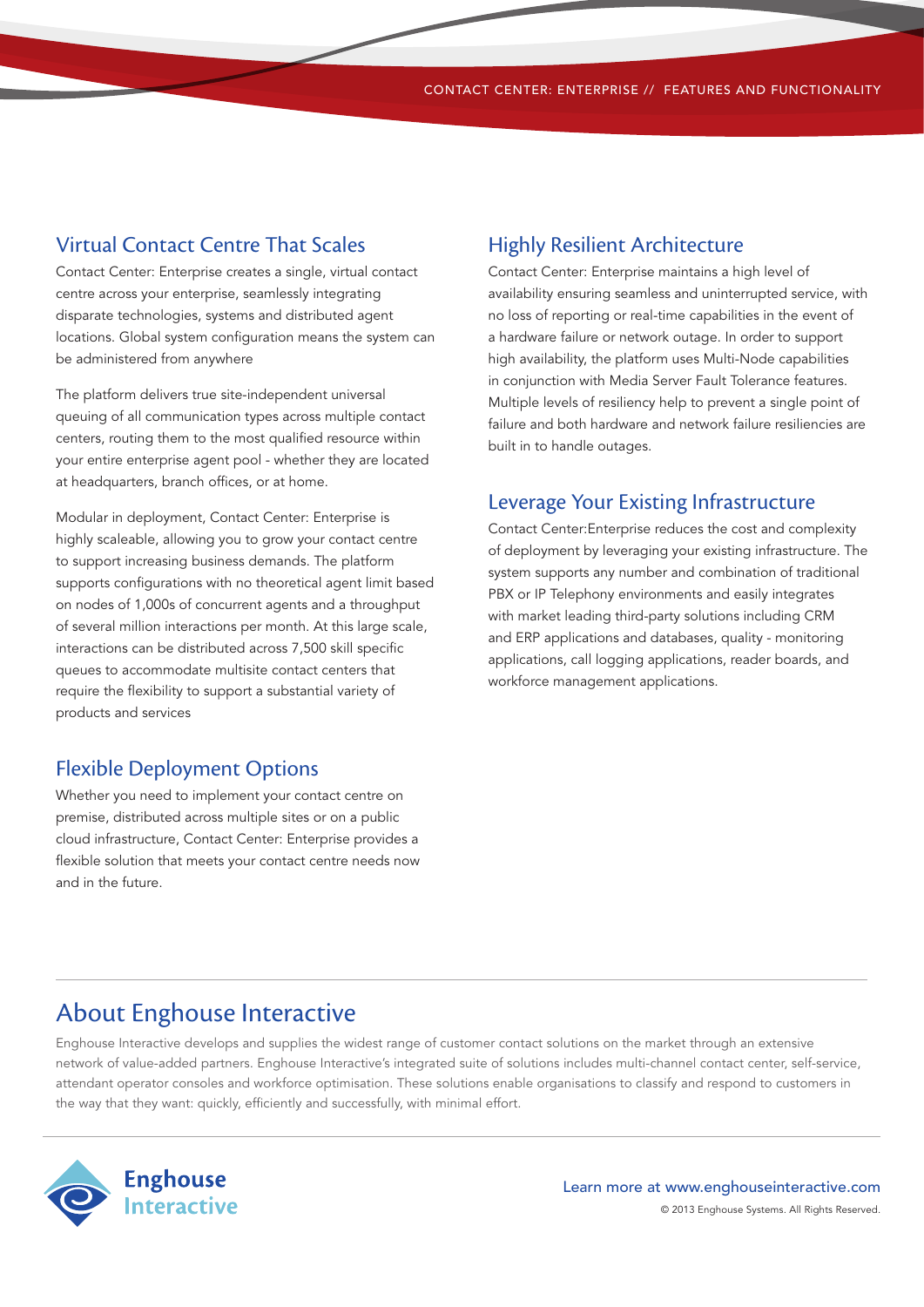## Virtual Contact Centre That Scales

Contact Center: Enterprise creates a single, virtual contact centre across your enterprise, seamlessly integrating disparate technologies, systems and distributed agent locations. Global system configuration means the system can be administered from anywhere

The platform delivers true site-independent universal queuing of all communication types across multiple contact centers, routing them to the most qualified resource within your entire enterprise agent pool - whether they are located at headquarters, branch offices, or at home.

Modular in deployment, Contact Center: Enterprise is highly scaleable, allowing you to grow your contact centre to support increasing business demands. The platform supports configurations with no theoretical agent limit based on nodes of 1,000s of concurrent agents and a throughput of several million interactions per month. At this large scale, interactions can be distributed across 7,500 skill specific queues to accommodate multisite contact centers that require the flexibility to support a substantial variety of products and services

## Flexible Deployment Options

Whether you need to implement your contact centre on premise, distributed across multiple sites or on a public cloud infrastructure, Contact Center: Enterprise provides a flexible solution that meets your contact centre needs now and in the future.

## Highly Resilient Architecture

Contact Center: Enterprise maintains a high level of availability ensuring seamless and uninterrupted service, with no loss of reporting or real-time capabilities in the event of a hardware failure or network outage. In order to support high availability, the platform uses Multi-Node capabilities in conjunction with Media Server Fault Tolerance features. Multiple levels of resiliency help to prevent a single point of failure and both hardware and network failure resiliencies are built in to handle outages.

## Leverage Your Existing Infrastructure

Contact Center:Enterprise reduces the cost and complexity of deployment by leveraging your existing infrastructure. The system supports any number and combination of traditional PBX or IP Telephony environments and easily integrates with market leading third-party solutions including CRM and ERP applications and databases, quality - monitoring applications, call logging applications, reader boards, and workforce management applications.

---

## About Enghouse Interactive

Enghouse Interactive develops and supplies the widest range of customer contact solutions on the market through an extensive network of value-added partners. Enghouse Interactive's integrated suite of solutions includes multi-channel contact center, self-service, attendant operator consoles and workforce optimisation. These solutions enable organisations to classify and respond to customers in the way that they want: quickly, efficiently and successfully, with minimal effort.

Enghouse Interactive

Learn more at www.enghouseinteractive.com

© 2013 Enghouse Systems. All Rights Reserved.